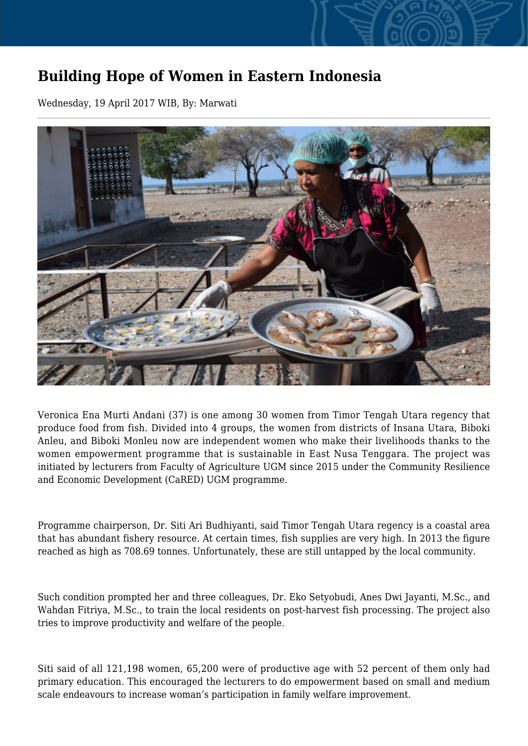# Building Hope of Women in Eastern Indonesia

Wednesday, 19 April 2017 WIB, By: Marwati

Veronica Ena Murti Andani (37) is one among 30 women from Timor Tengah Utara regency that produce food from fish. Divided into 4 groups, the women from districts of Insana Utara, Biboki Anleu, and Biboki Monleu now are independent women who make their livelihoods thanks to the women empowerment programme that is sustainable in East Nusa Tenggara. The project was initiated by lecturers from Faculty of Agriculture UGM since 2015 under the Community Resilience and Economic Development (CaRED) UGM programme.

Programme chairperson, Dr. Siti Ari Budhiyanti, said Timor Tengah Utara regency is a coastal area that has abundant fishery resource. At certain times, fish supplies are very high. In 2013 the figure reached as high as 708.69 tonnes. Unfortunately, these are still untapped by the local community.

Such condition prompted her and three colleagues, Dr. Eko Setyobudi, Anes Dwi Jayanti, M.Sc., and Wahdan Fitriya, M.Sc., to train the local residents on post-harvest fish processing. The project also tries to improve productivity and welfare of the people.

Siti said of all 121,198 women, 65,200 were of productive age with 52 percent of them only had primary education. This encouraged the lecturers to do empowerment based on small and medium scale endeavours to increase woman's participation in family welfare improvement.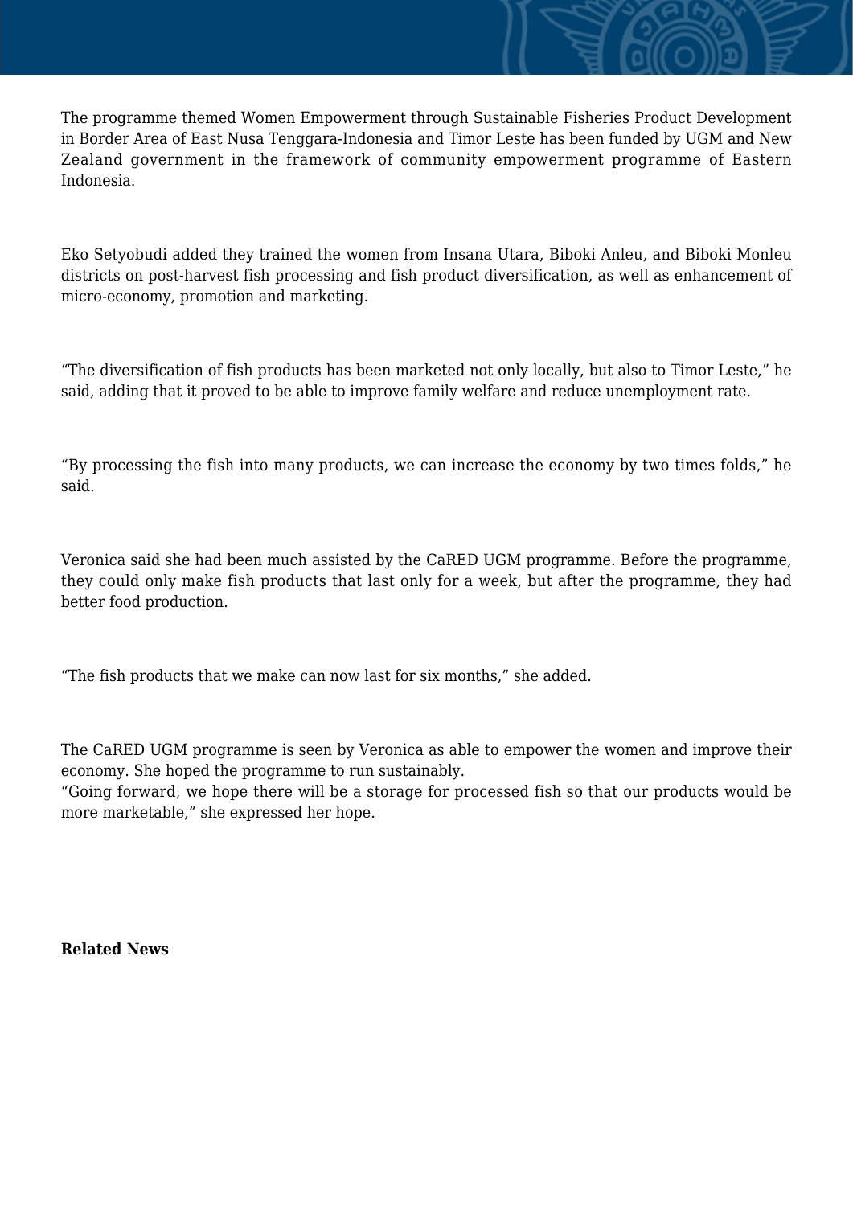The programme themed Women Empowerment through Sustainable Fisheries Product Development in Border Area of East Nusa Tenggara-Indonesia and Timor Leste has been funded by UGM and New Zealand government in the framework of community empowerment programme of Eastern Indonesia.

Eko Setyobudi added they trained the women from Insana Utara, Biboki Anleu, and Biboki Monleu districts on post-harvest fish processing and fish product diversification, as well as enhancement of micro-economy, promotion and marketing.

“The diversification of fish products has been marketed not only locally, but also to Timor Leste,” he said, adding that it proved to be able to improve family welfare and reduce unemployment rate.

“By processing the fish into many products, we can increase the economy by two times folds,” he said.

Veronica said she had been much assisted by the CaRED UGM programme. Before the programme, they could only make fish products that last only for a week, but after the programme, they had better food production.

“The fish products that we make can now last for six months,” she added.

The CaRED UGM programme is seen by Veronica as able to empower the women and improve their economy. She hoped the programme to run sustainably.
“Going forward, we hope there will be a storage for processed fish so that our products would be more marketable,” she expressed her hope.

**Related News**